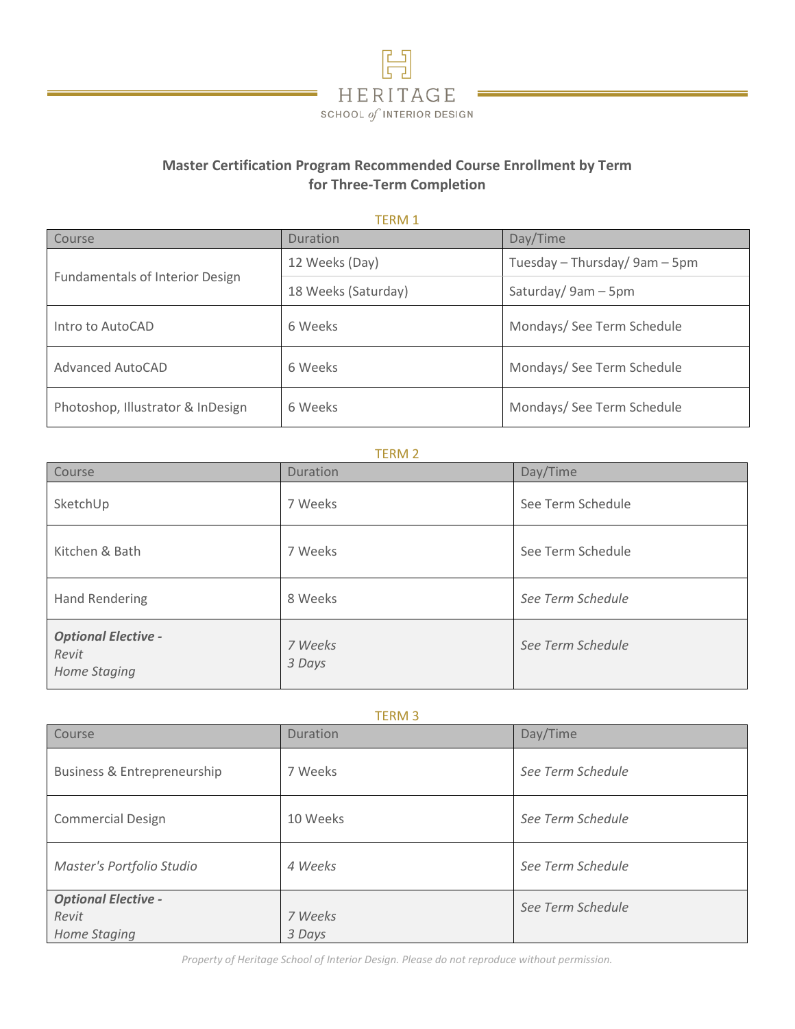HERITAGE
SCHOOL of INTERIOR DESIGN

## Master Certification Program Recommended Course Enrollment by Term for Three-Term Completion

### TERM 1

| Course | Duration | Day/Time |
|---|---|---|
| Fundamentals of Interior Design | 12 Weeks (Day) | Tuesday – Thursday/ 9am – 5pm |
| | 18 Weeks (Saturday) | Saturday/ 9am – 5pm |
| Intro to AutoCAD | 6 Weeks | Mondays/ See Term Schedule |
| Advanced AutoCAD | 6 Weeks | Mondays/ See Term Schedule |
| Photoshop, Illustrator & InDesign | 6 Weeks | Mondays/ See Term Schedule |

### TERM 2

| Course | Duration | Day/Time |
|---|---|---|
| SketchUp | 7 Weeks | See Term Schedule |
| Kitchen & Bath | 7 Weeks | See Term Schedule |
| Hand Rendering | 8 Weeks | *See Term Schedule* |
| ***Optional Elective -*** *Revit* *Home Staging* | *7 Weeks* *3 Days* | *See Term Schedule* |

### TERM 3

| Course | Duration | Day/Time |
|---|---|---|
| Business & Entrepreneurship | 7 Weeks | *See Term Schedule* |
| Commercial Design | 10 Weeks | *See Term Schedule* |
| *Master's Portfolio Studio* | *4 Weeks* | *See Term Schedule* |
| ***Optional Elective -*** *Revit* *Home Staging* | *7 Weeks* *3 Days* | *See Term Schedule* |

*Property of Heritage School of Interior Design. Please do not reproduce without permission.*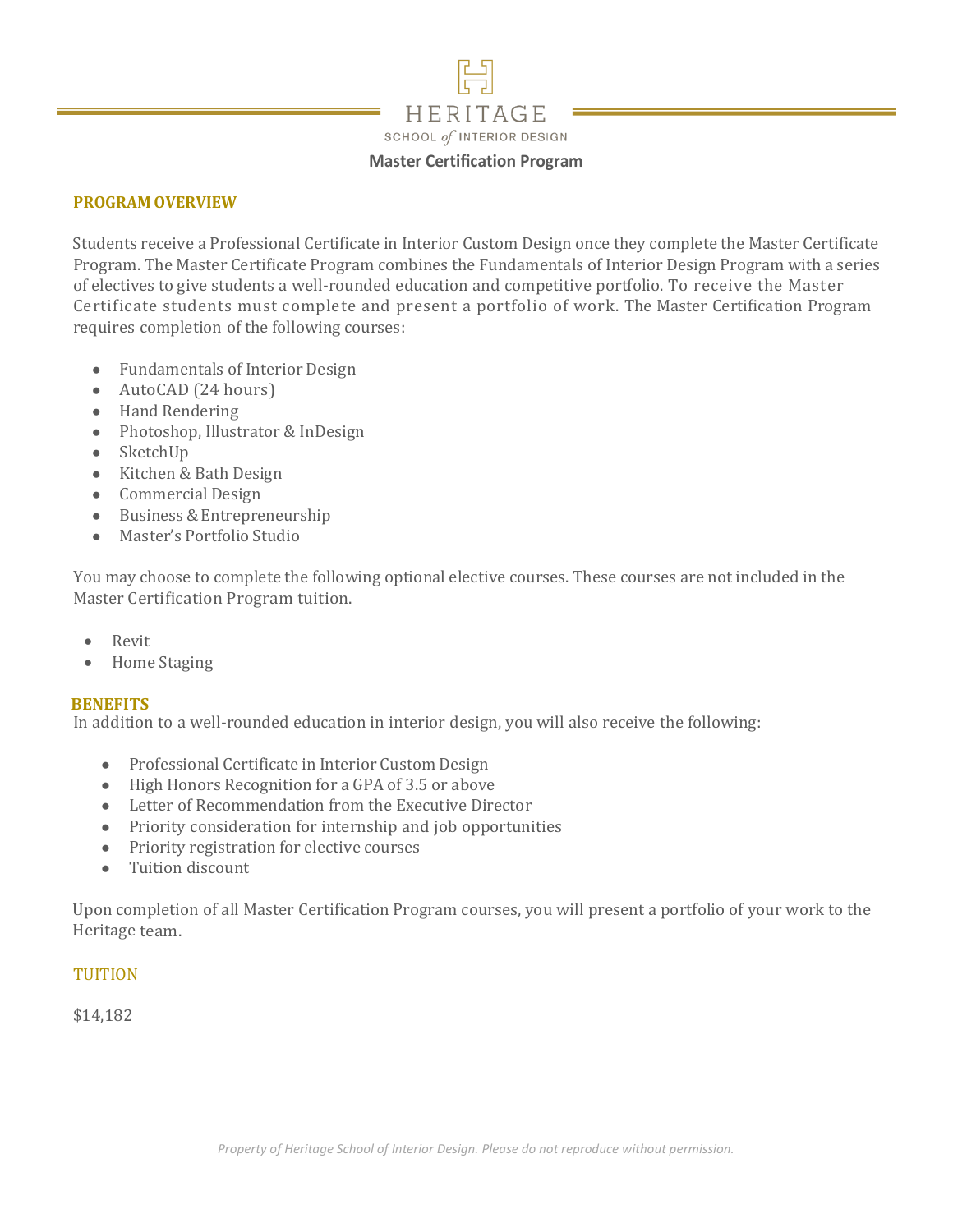# HERITAGE

SCHOOL *of* INTERIOR DESIGN

## Master Certification Program

### PROGRAM OVERVIEW

Students receive a Professional Certificate in Interior Custom Design once they complete the Master Certificate Program. The Master Certificate Program combines the Fundamentals of Interior Design Program with a series of electives to give students a well-rounded education and competitive portfolio. To receive the Master Certificate students must complete and present a portfolio of work. The Master Certification Program requires completion of the following courses:

- Fundamentals of Interior Design
- AutoCAD (24 hours)
- Hand Rendering
- Photoshop, Illustrator & InDesign
- SketchUp
- Kitchen & Bath Design
- Commercial Design
- Business & Entrepreneurship
- Master's Portfolio Studio

You may choose to complete the following optional elective courses. These courses are not included in the Master Certification Program tuition.

- Revit
- Home Staging

### BENEFITS

In addition to a well-rounded education in interior design, you will also receive the following:

- Professional Certificate in Interior Custom Design
- High Honors Recognition for a GPA of 3.5 or above
- Letter of Recommendation from the Executive Director
- Priority consideration for internship and job opportunities
- Priority registration for elective courses
- Tuition discount

Upon completion of all Master Certification Program courses, you will present a portfolio of your work to the Heritage team.

### TUITION

$14,182

*Property of Heritage School of Interior Design. Please do not reproduce without permission.*